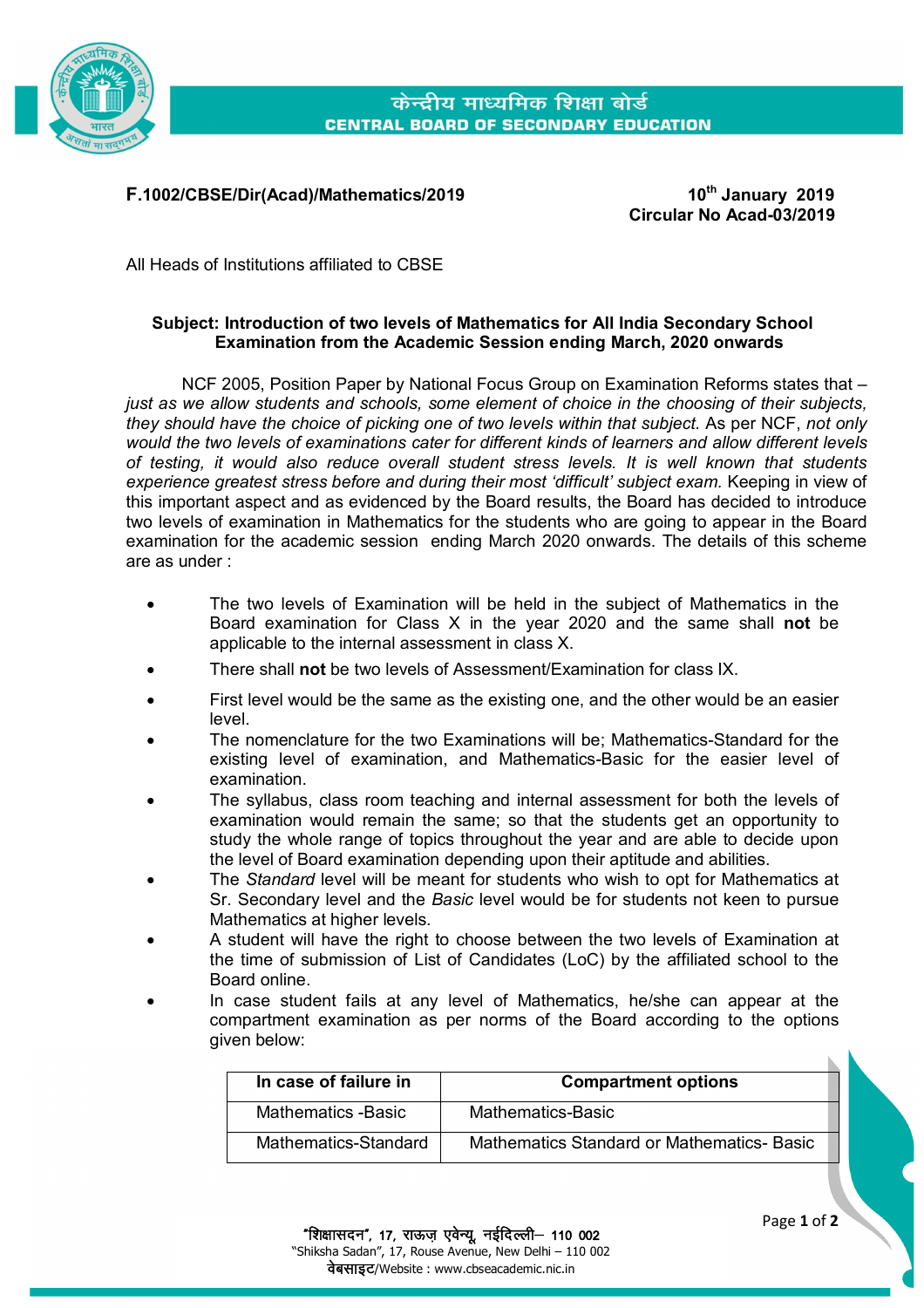केन्द्रीय माध्यमिक शिक्षा बोर्ड
CENTRAL BOARD OF SECONDARY EDUCATION

**F.1002/CBSE/Dir(Acad)/Mathematics/2019**

**10th January 2019**
**Circular No Acad-03/2019**

All Heads of Institutions affiliated to CBSE

**Subject: Introduction of two levels of Mathematics for All India Secondary School Examination from the Academic Session ending March, 2020 onwards**

NCF 2005, Position Paper by National Focus Group on Examination Reforms states that – *just as we allow students and schools, some element of choice in the choosing of their subjects, they should have the choice of picking one of two levels within that subject.* As per NCF, *not only would the two levels of examinations cater for different kinds of learners and allow different levels of testing, it would also reduce overall student stress levels. It is well known that students experience greatest stress before and during their most 'difficult' subject exam.* Keeping in view of this important aspect and as evidenced by the Board results, the Board has decided to introduce two levels of examination in Mathematics for the students who are going to appear in the Board examination for the academic session ending March 2020 onwards. The details of this scheme are as under :

- The two levels of Examination will be held in the subject of Mathematics in the Board examination for Class X in the year 2020 and the same shall **not** be applicable to the internal assessment in class X.
- There shall **not** be two levels of Assessment/Examination for class IX.
- First level would be the same as the existing one, and the other would be an easier level.
- The nomenclature for the two Examinations will be; Mathematics-Standard for the existing level of examination, and Mathematics-Basic for the easier level of examination.
- The syllabus, class room teaching and internal assessment for both the levels of examination would remain the same; so that the students get an opportunity to study the whole range of topics throughout the year and are able to decide upon the level of Board examination depending upon their aptitude and abilities.
- The *Standard* level will be meant for students who wish to opt for Mathematics at Sr. Secondary level and the *Basic* level would be for students not keen to pursue Mathematics at higher levels.
- A student will have the right to choose between the two levels of Examination at the time of submission of List of Candidates (LoC) by the affiliated school to the Board online.
- In case student fails at any level of Mathematics, he/she can appear at the compartment examination as per norms of the Board according to the options given below:

| In case of failure in | Compartment options |
|---|---|
| Mathematics -Basic | Mathematics-Basic |
| Mathematics-Standard | Mathematics Standard or Mathematics- Basic |

"शिक्षासदन", 17, राऊज़ एवेन्यू, नईदिल्ली– 110 002
"Shiksha Sadan", 17, Rouse Avenue, New Delhi – 110 002
वेबसाइट/Website : www.cbseacademic.nic.in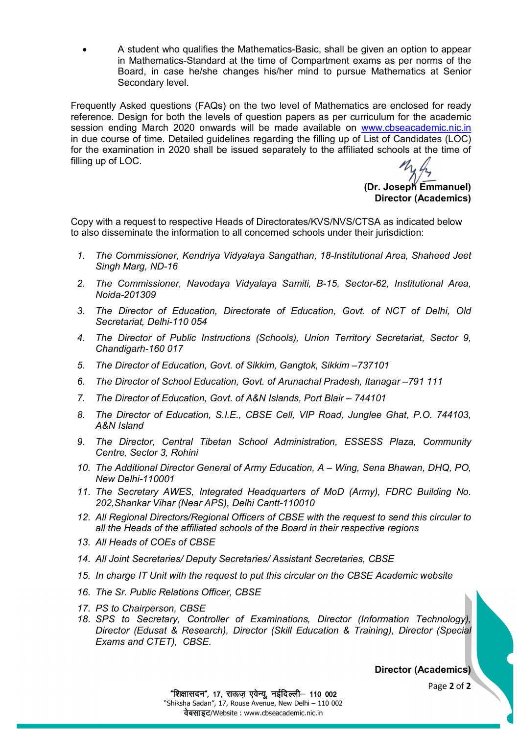- A student who qualifies the Mathematics-Basic, shall be given an option to appear in Mathematics-Standard at the time of Compartment exams as per norms of the Board, in case he/she changes his/her mind to pursue Mathematics at Senior Secondary level.

Frequently Asked questions (FAQs) on the two level of Mathematics are enclosed for ready reference. Design for both the levels of question papers as per curriculum for the academic session ending March 2020 onwards will be made available on www.cbseacademic.nic.in in due course of time. Detailed guidelines regarding the filling up of List of Candidates (LOC) for the examination in 2020 shall be issued separately to the affiliated schools at the time of filling up of LOC.

**(Dr. Joseph Emmanuel)**
**Director (Academics)**

Copy with a request to respective Heads of Directorates/KVS/NVS/CTSA as indicated below to also disseminate the information to all concerned schools under their jurisdiction:

1. *The Commissioner, Kendriya Vidyalaya Sangathan, 18-Institutional Area, Shaheed Jeet Singh Marg, ND-16*
2. *The Commissioner, Navodaya Vidyalaya Samiti, B-15, Sector-62, Institutional Area, Noida-201309*
3. *The Director of Education, Directorate of Education, Govt. of NCT of Delhi, Old Secretariat, Delhi-110 054*
4. *The Director of Public Instructions (Schools), Union Territory Secretariat, Sector 9, Chandigarh-160 017*
5. *The Director of Education, Govt. of Sikkim, Gangtok, Sikkim –737101*
6. *The Director of School Education, Govt. of Arunachal Pradesh, Itanagar –791 111*
7. *The Director of Education, Govt. of A&N Islands, Port Blair – 744101*
8. *The Director of Education, S.I.E., CBSE Cell, VIP Road, Junglee Ghat, P.O. 744103, A&N Island*
9. *The Director, Central Tibetan School Administration, ESSESS Plaza, Community Centre, Sector 3, Rohini*
10. *The Additional Director General of Army Education, A – Wing, Sena Bhawan, DHQ, PO, New Delhi-110001*
11. *The Secretary AWES, Integrated Headquarters of MoD (Army), FDRC Building No. 202,Shankar Vihar (Near APS), Delhi Cantt-110010*
12. *All Regional Directors/Regional Officers of CBSE with the request to send this circular to all the Heads of the affiliated schools of the Board in their respective regions*
13. *All Heads of COEs of CBSE*
14. *All Joint Secretaries/ Deputy Secretaries/ Assistant Secretaries, CBSE*
15. *In charge IT Unit with the request to put this circular on the CBSE Academic website*
16. *The Sr. Public Relations Officer, CBSE*
17. *PS to Chairperson, CBSE*
18. *SPS to Secretary, Controller of Examinations, Director (Information Technology), Director (Edusat & Research), Director (Skill Education & Training), Director (Special Exams and CTET), CBSE.*

**Director (Academics)**

**"शिक्षासदन", 17, राऊज़ एवेन्यू, नईदिल्ली– 110 002**
"Shiksha Sadan", 17, Rouse Avenue, New Delhi – 110 002
**वेबसाइट**/Website : www.cbseacademic.nic.in